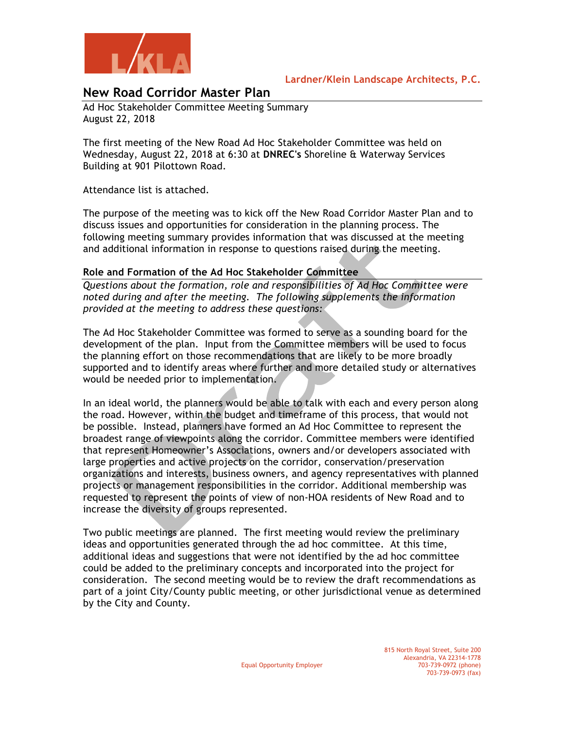Lardner/Klein Landscape Architects, P.C.

# New Road Corridor Master Plan

Ad Hoc Stakeholder Committee Meeting Summary
August 22, 2018

The first meeting of the New Road Ad Hoc Stakeholder Committee was held on Wednesday, August 22, 2018 at 6:30 at **DNREC's** Shoreline & Waterway Services Building at 901 Pilottown Road.

Attendance list is attached.

The purpose of the meeting was to kick off the New Road Corridor Master Plan and to discuss issues and opportunities for consideration in the planning process. The following meeting summary provides information that was discussed at the meeting and additional information in response to questions raised during the meeting.

## Role and Formation of the Ad Hoc Stakeholder Committee

*Questions about the formation, role and responsibilities of Ad Hoc Committee were noted during and after the meeting. The following supplements the information provided at the meeting to address these questions:*

The Ad Hoc Stakeholder Committee was formed to serve as a sounding board for the development of the plan. Input from the Committee members will be used to focus the planning effort on those recommendations that are likely to be more broadly supported and to identify areas where further and more detailed study or alternatives would be needed prior to implementation.

In an ideal world, the planners would be able to talk with each and every person along the road. However, within the budget and timeframe of this process, that would not be possible. Instead, planners have formed an Ad Hoc Committee to represent the broadest range of viewpoints along the corridor. Committee members were identified that represent Homeowner's Associations, owners and/or developers associated with large properties and active projects on the corridor, conservation/preservation organizations and interests, business owners, and agency representatives with planned projects or management responsibilities in the corridor. Additional membership was requested to represent the points of view of non-HOA residents of New Road and to increase the diversity of groups represented.

Two public meetings are planned. The first meeting would review the preliminary ideas and opportunities generated through the ad hoc committee. At this time, additional ideas and suggestions that were not identified by the ad hoc committee could be added to the preliminary concepts and incorporated into the project for consideration. The second meeting would be to review the draft recommendations as part of a joint City/County public meeting, or other jurisdictional venue as determined by the City and County.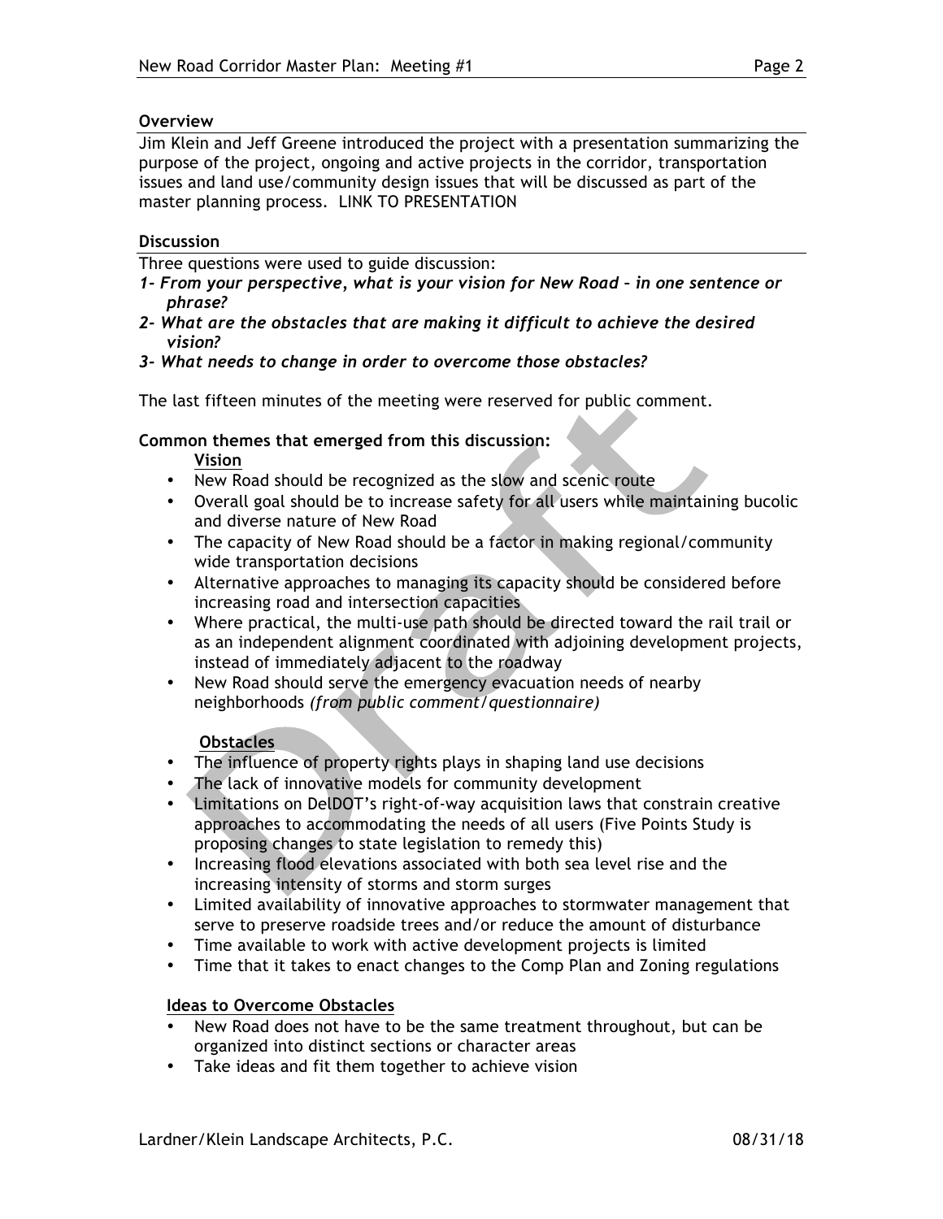## Overview

Jim Klein and Jeff Greene introduced the project with a presentation summarizing the purpose of the project, ongoing and active projects in the corridor, transportation issues and land use/community design issues that will be discussed as part of the master planning process. LINK TO PRESENTATION

## Discussion

Three questions were used to guide discussion:

1. ***From your perspective, what is your vision for New Road – in one sentence or phrase?***
2. ***What are the obstacles that are making it difficult to achieve the desired vision?***
3. ***What needs to change in order to overcome those obstacles?***

The last fifteen minutes of the meeting were reserved for public comment.

**Common themes that emerged from this discussion:**

**Vision**

- New Road should be recognized as the slow and scenic route
- Overall goal should be to increase safety for all users while maintaining bucolic and diverse nature of New Road
- The capacity of New Road should be a factor in making regional/community wide transportation decisions
- Alternative approaches to managing its capacity should be considered before increasing road and intersection capacities
- Where practical, the multi-use path should be directed toward the rail trail or as an independent alignment coordinated with adjoining development projects, instead of immediately adjacent to the roadway
- New Road should serve the emergency evacuation needs of nearby neighborhoods *(from public comment/questionnaire)*

**Obstacles**

- The influence of property rights plays in shaping land use decisions
- The lack of innovative models for community development
- Limitations on DelDOT's right-of-way acquisition laws that constrain creative approaches to accommodating the needs of all users (Five Points Study is proposing changes to state legislation to remedy this)
- Increasing flood elevations associated with both sea level rise and the increasing intensity of storms and storm surges
- Limited availability of innovative approaches to stormwater management that serve to preserve roadside trees and/or reduce the amount of disturbance
- Time available to work with active development projects is limited
- Time that it takes to enact changes to the Comp Plan and Zoning regulations

**Ideas to Overcome Obstacles**

- New Road does not have to be the same treatment throughout, but can be organized into distinct sections or character areas
- Take ideas and fit them together to achieve vision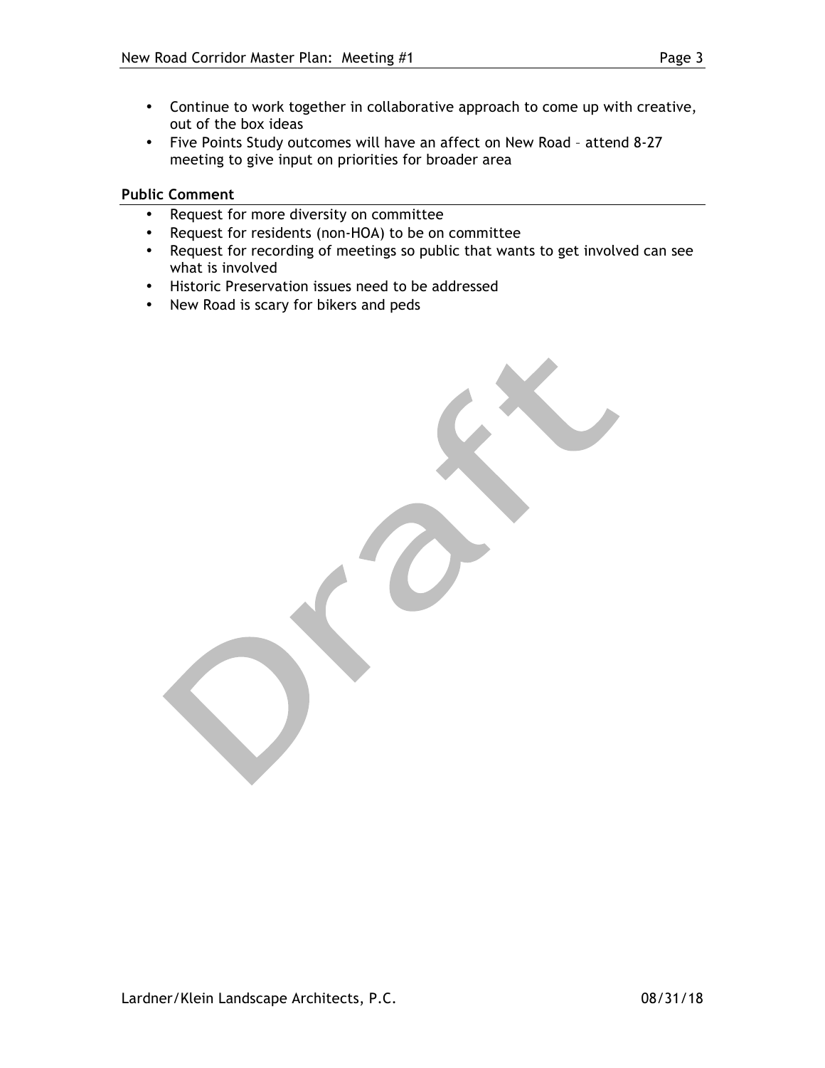- Continue to work together in collaborative approach to come up with creative, out of the box ideas
- Five Points Study outcomes will have an affect on New Road – attend 8-27 meeting to give input on priorities for broader area

**Public Comment**

- Request for more diversity on committee
- Request for residents (non-HOA) to be on committee
- Request for recording of meetings so public that wants to get involved can see what is involved
- Historic Preservation issues need to be addressed
- New Road is scary for bikers and peds

Draft